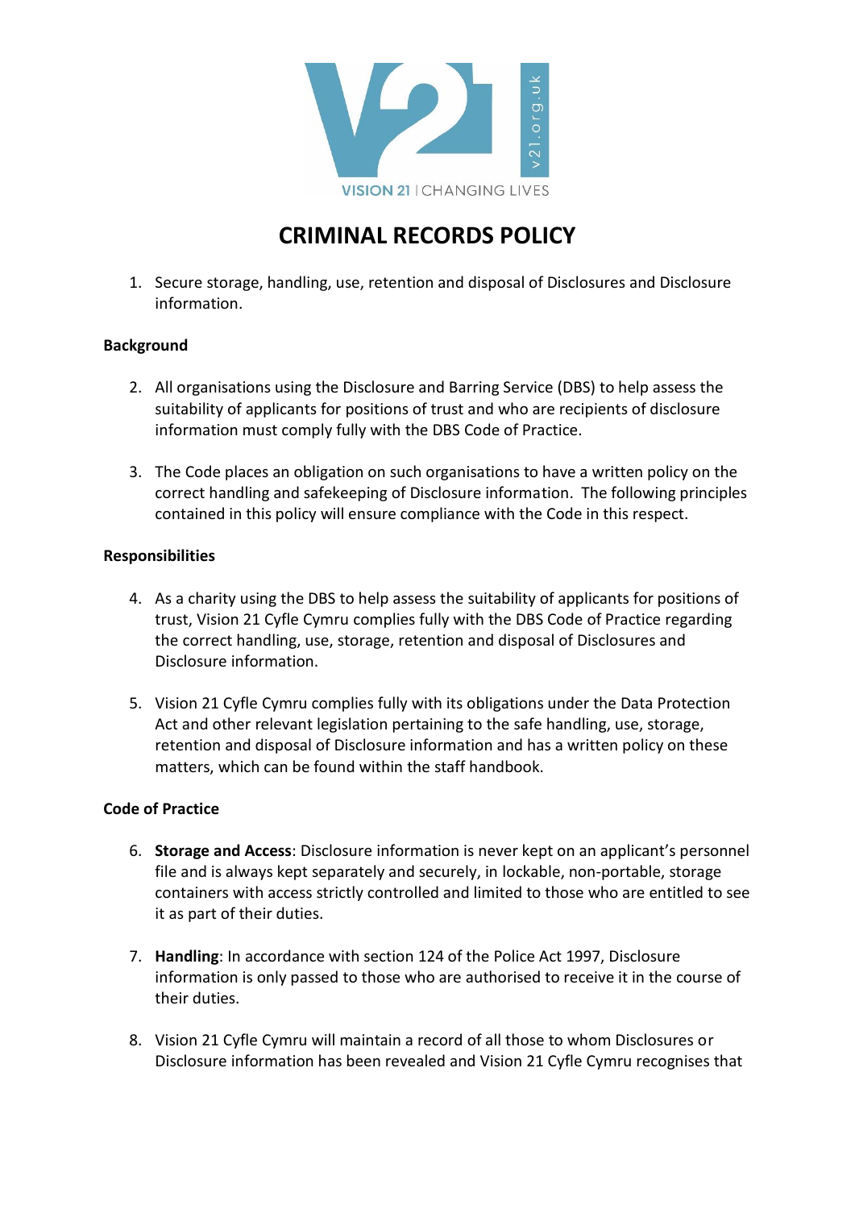# CRIMINAL RECORDS POLICY

1. Secure storage, handling, use, retention and disposal of Disclosures and Disclosure information.

**Background**

2. All organisations using the Disclosure and Barring Service (DBS) to help assess the suitability of applicants for positions of trust and who are recipients of disclosure information must comply fully with the DBS Code of Practice.

3. The Code places an obligation on such organisations to have a written policy on the correct handling and safekeeping of Disclosure information. The following principles contained in this policy will ensure compliance with the Code in this respect.

**Responsibilities**

4. As a charity using the DBS to help assess the suitability of applicants for positions of trust, Vision 21 Cyfle Cymru complies fully with the DBS Code of Practice regarding the correct handling, use, storage, retention and disposal of Disclosures and Disclosure information.

5. Vision 21 Cyfle Cymru complies fully with its obligations under the Data Protection Act and other relevant legislation pertaining to the safe handling, use, storage, retention and disposal of Disclosure information and has a written policy on these matters, which can be found within the staff handbook.

**Code of Practice**

6. **Storage and Access**: Disclosure information is never kept on an applicant's personnel file and is always kept separately and securely, in lockable, non-portable, storage containers with access strictly controlled and limited to those who are entitled to see it as part of their duties.

7. **Handling**: In accordance with section 124 of the Police Act 1997, Disclosure information is only passed to those who are authorised to receive it in the course of their duties.

8. Vision 21 Cyfle Cymru will maintain a record of all those to whom Disclosures or Disclosure information has been revealed and Vision 21 Cyfle Cymru recognises that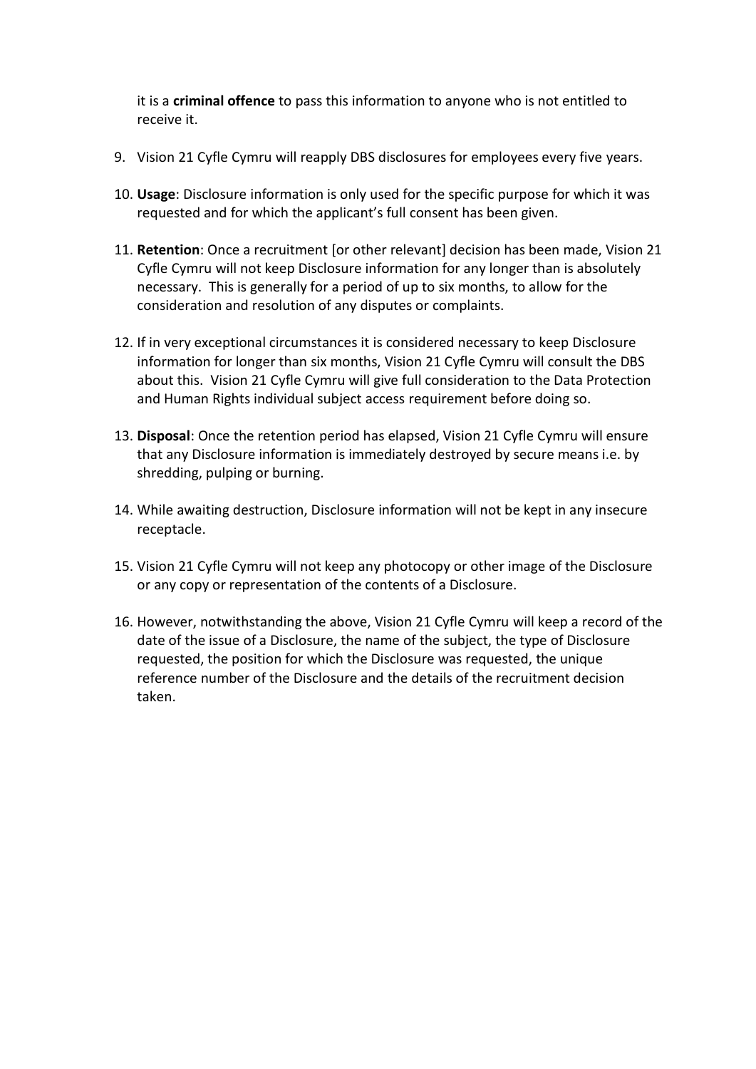it is a **criminal offence** to pass this information to anyone who is not entitled to receive it.

9. Vision 21 Cyfle Cymru will reapply DBS disclosures for employees every five years.

10. **Usage**: Disclosure information is only used for the specific purpose for which it was requested and for which the applicant's full consent has been given.

11. **Retention**: Once a recruitment [or other relevant] decision has been made, Vision 21 Cyfle Cymru will not keep Disclosure information for any longer than is absolutely necessary. This is generally for a period of up to six months, to allow for the consideration and resolution of any disputes or complaints.

12. If in very exceptional circumstances it is considered necessary to keep Disclosure information for longer than six months, Vision 21 Cyfle Cymru will consult the DBS about this. Vision 21 Cyfle Cymru will give full consideration to the Data Protection and Human Rights individual subject access requirement before doing so.

13. **Disposal**: Once the retention period has elapsed, Vision 21 Cyfle Cymru will ensure that any Disclosure information is immediately destroyed by secure means i.e. by shredding, pulping or burning.

14. While awaiting destruction, Disclosure information will not be kept in any insecure receptacle.

15. Vision 21 Cyfle Cymru will not keep any photocopy or other image of the Disclosure or any copy or representation of the contents of a Disclosure.

16. However, notwithstanding the above, Vision 21 Cyfle Cymru will keep a record of the date of the issue of a Disclosure, the name of the subject, the type of Disclosure requested, the position for which the Disclosure was requested, the unique reference number of the Disclosure and the details of the recruitment decision taken.